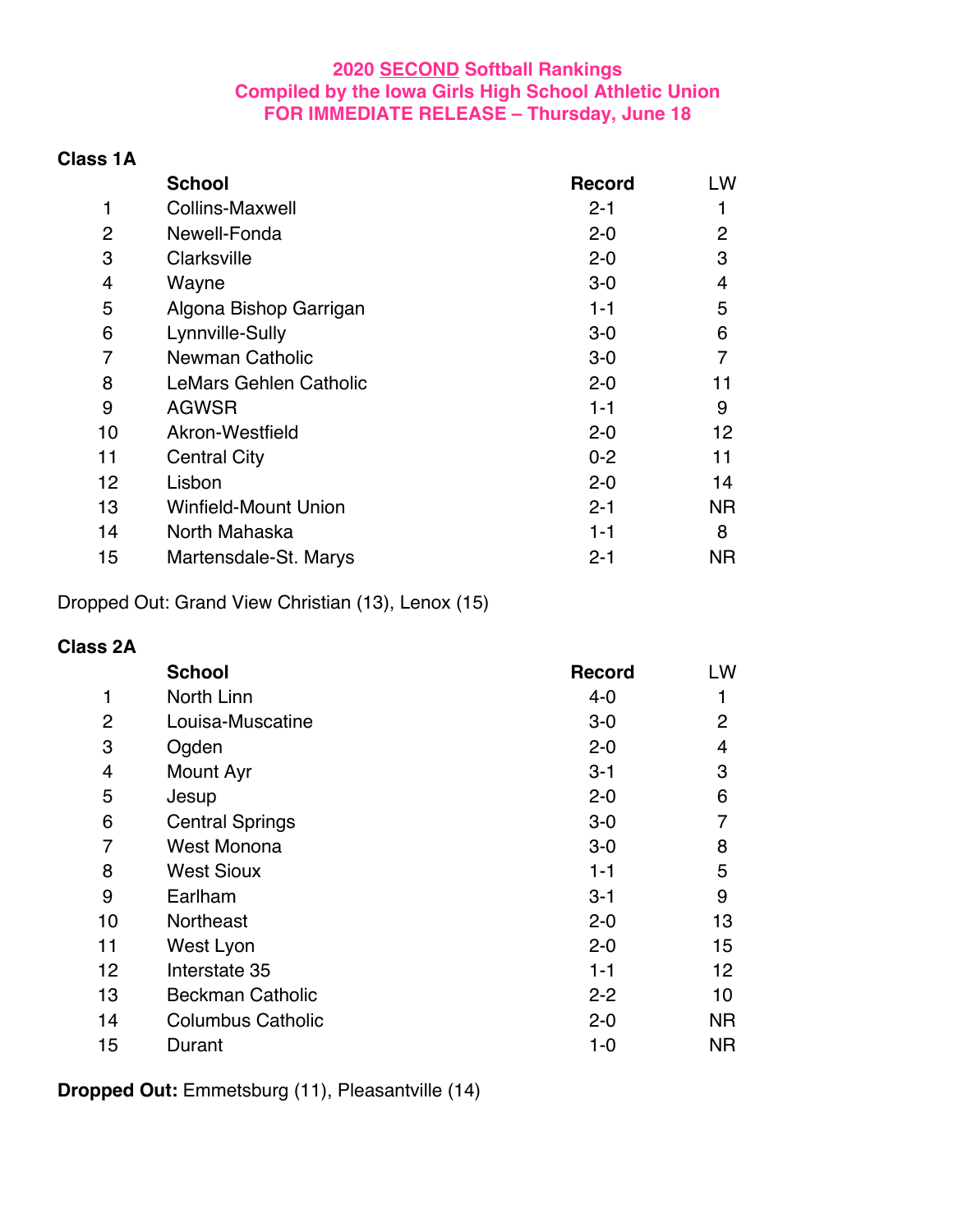**2020 SECOND Softball Rankings**
**Compiled by the Iowa Girls High School Athletic Union**
**FOR IMMEDIATE RELEASE – Thursday, June 18**

### Class 1A

| | School | Record | LW |
|---|---|---|---|
| 1 | Collins-Maxwell | 2-1 | 1 |
| 2 | Newell-Fonda | 2-0 | 2 |
| 3 | Clarksville | 2-0 | 3 |
| 4 | Wayne | 3-0 | 4 |
| 5 | Algona Bishop Garrigan | 1-1 | 5 |
| 6 | Lynnville-Sully | 3-0 | 6 |
| 7 | Newman Catholic | 3-0 | 7 |
| 8 | LeMars Gehlen Catholic | 2-0 | 11 |
| 9 | AGWSR | 1-1 | 9 |
| 10 | Akron-Westfield | 2-0 | 12 |
| 11 | Central City | 0-2 | 11 |
| 12 | Lisbon | 2-0 | 14 |
| 13 | Winfield-Mount Union | 2-1 | NR |
| 14 | North Mahaska | 1-1 | 8 |
| 15 | Martensdale-St. Marys | 2-1 | NR |

Dropped Out: Grand View Christian (13), Lenox (15)

### Class 2A

| | School | Record | LW |
|---|---|---|---|
| 1 | North Linn | 4-0 | 1 |
| 2 | Louisa-Muscatine | 3-0 | 2 |
| 3 | Ogden | 2-0 | 4 |
| 4 | Mount Ayr | 3-1 | 3 |
| 5 | Jesup | 2-0 | 6 |
| 6 | Central Springs | 3-0 | 7 |
| 7 | West Monona | 3-0 | 8 |
| 8 | West Sioux | 1-1 | 5 |
| 9 | Earlham | 3-1 | 9 |
| 10 | Northeast | 2-0 | 13 |
| 11 | West Lyon | 2-0 | 15 |
| 12 | Interstate 35 | 1-1 | 12 |
| 13 | Beckman Catholic | 2-2 | 10 |
| 14 | Columbus Catholic | 2-0 | NR |
| 15 | Durant | 1-0 | NR |

**Dropped Out:** Emmetsburg (11), Pleasantville (14)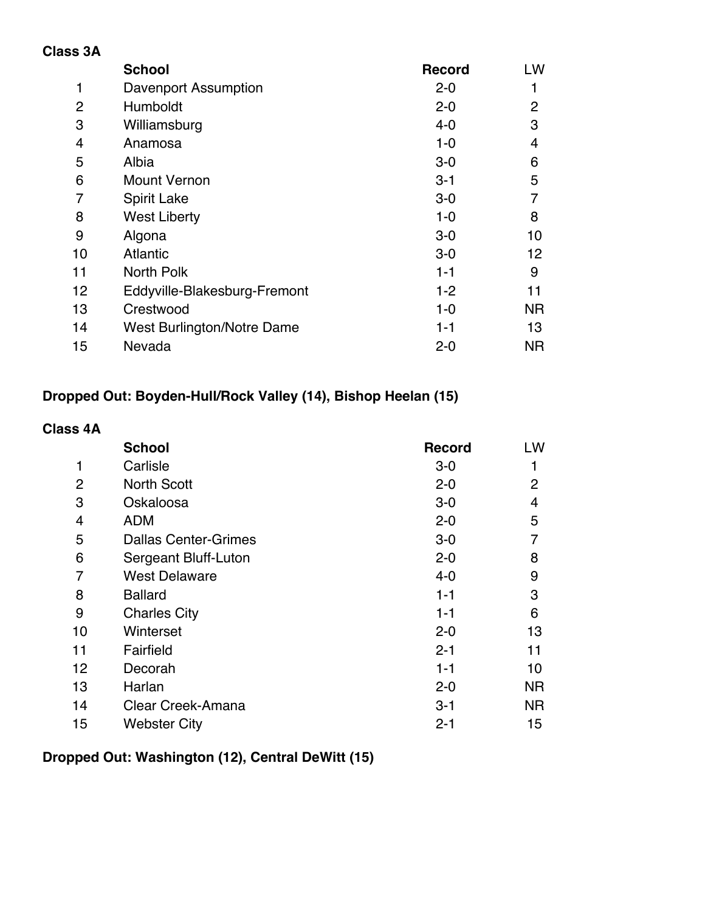**Class 3A**

|  | School | Record | LW |
| --- | --- | --- | --- |
| 1 | Davenport Assumption | 2-0 | 1 |
| 2 | Humboldt | 2-0 | 2 |
| 3 | Williamsburg | 4-0 | 3 |
| 4 | Anamosa | 1-0 | 4 |
| 5 | Albia | 3-0 | 6 |
| 6 | Mount Vernon | 3-1 | 5 |
| 7 | Spirit Lake | 3-0 | 7 |
| 8 | West Liberty | 1-0 | 8 |
| 9 | Algona | 3-0 | 10 |
| 10 | Atlantic | 3-0 | 12 |
| 11 | North Polk | 1-1 | 9 |
| 12 | Eddyville-Blakesburg-Fremont | 1-2 | 11 |
| 13 | Crestwood | 1-0 | NR |
| 14 | West Burlington/Notre Dame | 1-1 | 13 |
| 15 | Nevada | 2-0 | NR |

**Dropped Out: Boyden-Hull/Rock Valley (14), Bishop Heelan (15)**

**Class 4A**

|  | School | Record | LW |
| --- | --- | --- | --- |
| 1 | Carlisle | 3-0 | 1 |
| 2 | North Scott | 2-0 | 2 |
| 3 | Oskaloosa | 3-0 | 4 |
| 4 | ADM | 2-0 | 5 |
| 5 | Dallas Center-Grimes | 3-0 | 7 |
| 6 | Sergeant Bluff-Luton | 2-0 | 8 |
| 7 | West Delaware | 4-0 | 9 |
| 8 | Ballard | 1-1 | 3 |
| 9 | Charles City | 1-1 | 6 |
| 10 | Winterset | 2-0 | 13 |
| 11 | Fairfield | 2-1 | 11 |
| 12 | Decorah | 1-1 | 10 |
| 13 | Harlan | 2-0 | NR |
| 14 | Clear Creek-Amana | 3-1 | NR |
| 15 | Webster City | 2-1 | 15 |

**Dropped Out: Washington (12), Central DeWitt (15)**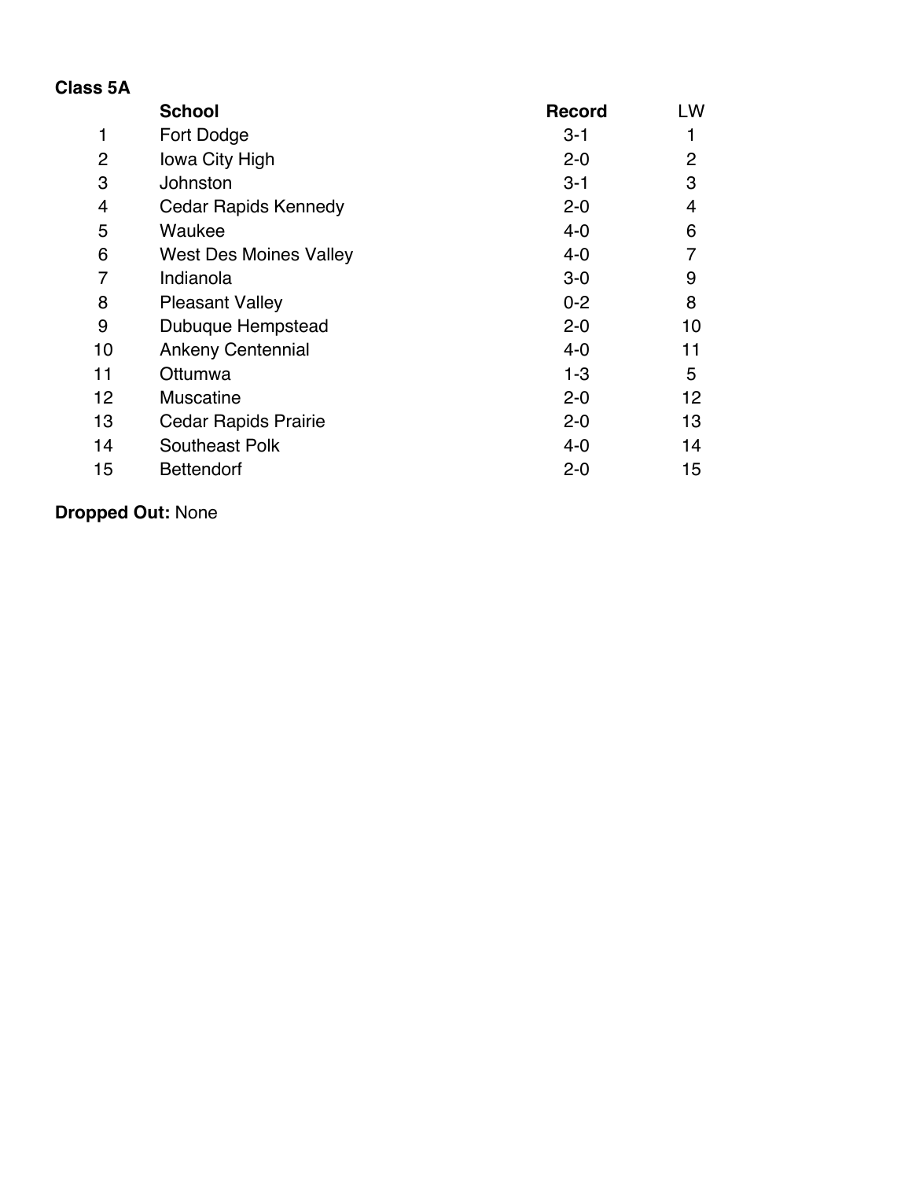**Class 5A**

| | School | Record | LW |
|---|---|---|---|
| 1 | Fort Dodge | 3-1 | 1 |
| 2 | Iowa City High | 2-0 | 2 |
| 3 | Johnston | 3-1 | 3 |
| 4 | Cedar Rapids Kennedy | 2-0 | 4 |
| 5 | Waukee | 4-0 | 6 |
| 6 | West Des Moines Valley | 4-0 | 7 |
| 7 | Indianola | 3-0 | 9 |
| 8 | Pleasant Valley | 0-2 | 8 |
| 9 | Dubuque Hempstead | 2-0 | 10 |
| 10 | Ankeny Centennial | 4-0 | 11 |
| 11 | Ottumwa | 1-3 | 5 |
| 12 | Muscatine | 2-0 | 12 |
| 13 | Cedar Rapids Prairie | 2-0 | 13 |
| 14 | Southeast Polk | 4-0 | 14 |
| 15 | Bettendorf | 2-0 | 15 |

**Dropped Out:** None